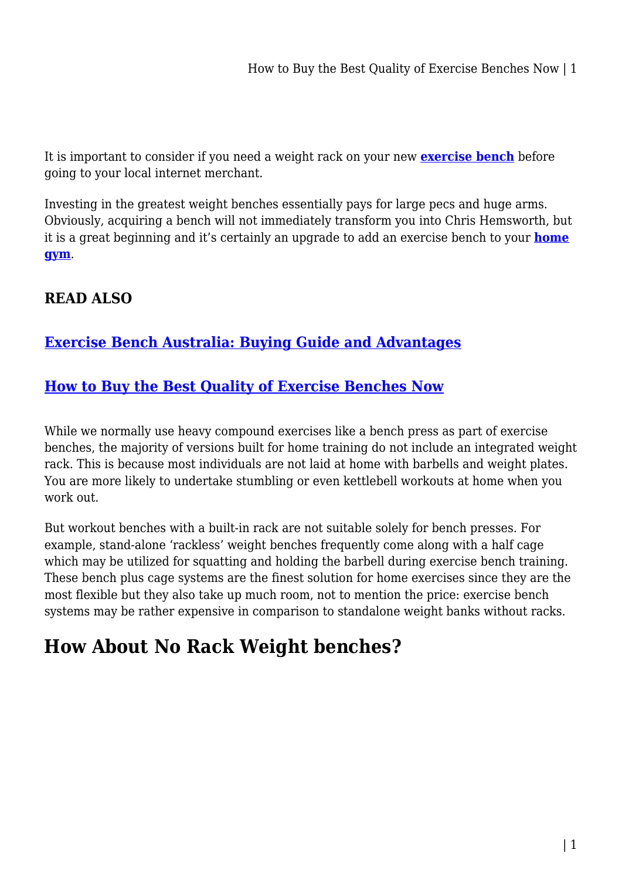It is important to consider if you need a weight rack on your new **exercise bench** before going to your local internet merchant.

Investing in the greatest weight benches essentially pays for large pecs and huge arms. Obviously, acquiring a bench will not immediately transform you into Chris Hemsworth, but it is a great beginning and it's certainly an upgrade to add an exercise bench to your **home gym**.

### READ ALSO

### Exercise Bench Australia: Buying Guide and Advantages

### How to Buy the Best Quality of Exercise Benches Now

While we normally use heavy compound exercises like a bench press as part of exercise benches, the majority of versions built for home training do not include an integrated weight rack. This is because most individuals are not laid at home with barbells and weight plates. You are more likely to undertake stumbling or even kettlebell workouts at home when you work out.

But workout benches with a built-in rack are not suitable solely for bench presses. For example, stand-alone 'rackless' weight benches frequently come along with a half cage which may be utilized for squatting and holding the barbell during exercise bench training. These bench plus cage systems are the finest solution for home exercises since they are the most flexible but they also take up much room, not to mention the price: exercise bench systems may be rather expensive in comparison to standalone weight banks without racks.

## How About No Rack Weight benches?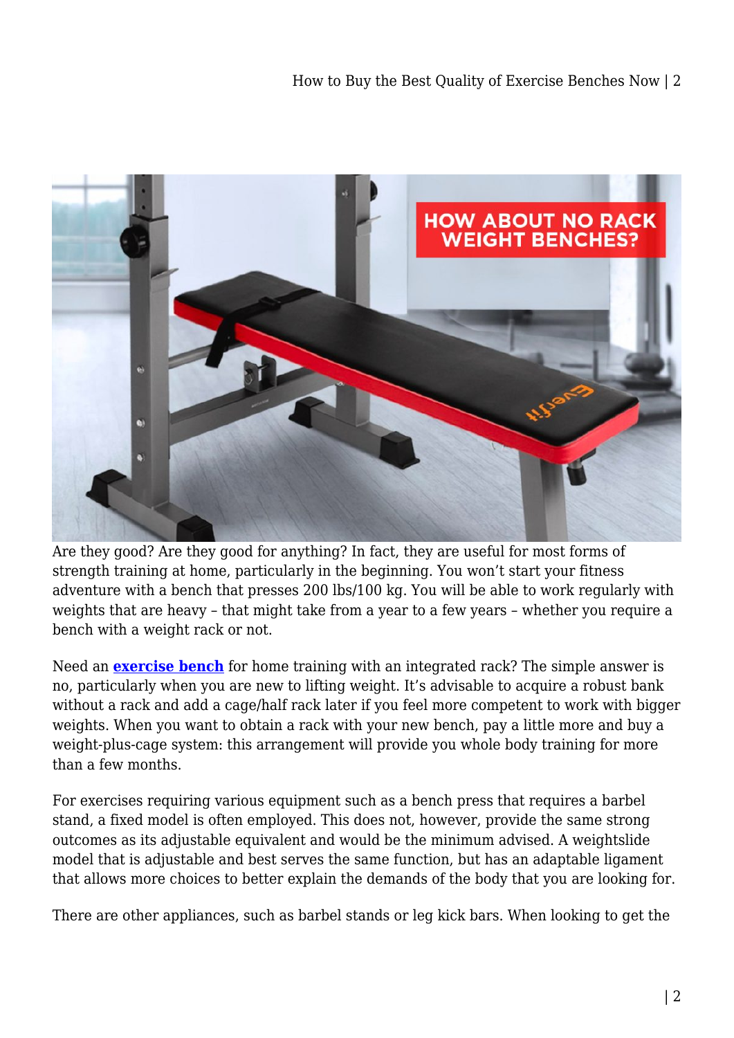Are they good? Are they good for anything? In fact, they are useful for most forms of strength training at home, particularly in the beginning. You won't start your fitness adventure with a bench that presses 200 lbs/100 kg. You will be able to work regularly with weights that are heavy – that might take from a year to a few years – whether you require a bench with a weight rack or not.

Need an **exercise bench** for home training with an integrated rack? The simple answer is no, particularly when you are new to lifting weight. It's advisable to acquire a robust bank without a rack and add a cage/half rack later if you feel more competent to work with bigger weights. When you want to obtain a rack with your new bench, pay a little more and buy a weight-plus-cage system: this arrangement will provide you whole body training for more than a few months.

For exercises requiring various equipment such as a bench press that requires a barbel stand, a fixed model is often employed. This does not, however, provide the same strong outcomes as its adjustable equivalent and would be the minimum advised. A weightslide model that is adjustable and best serves the same function, but has an adaptable ligament that allows more choices to better explain the demands of the body that you are looking for.

There are other appliances, such as barbel stands or leg kick bars. When looking to get the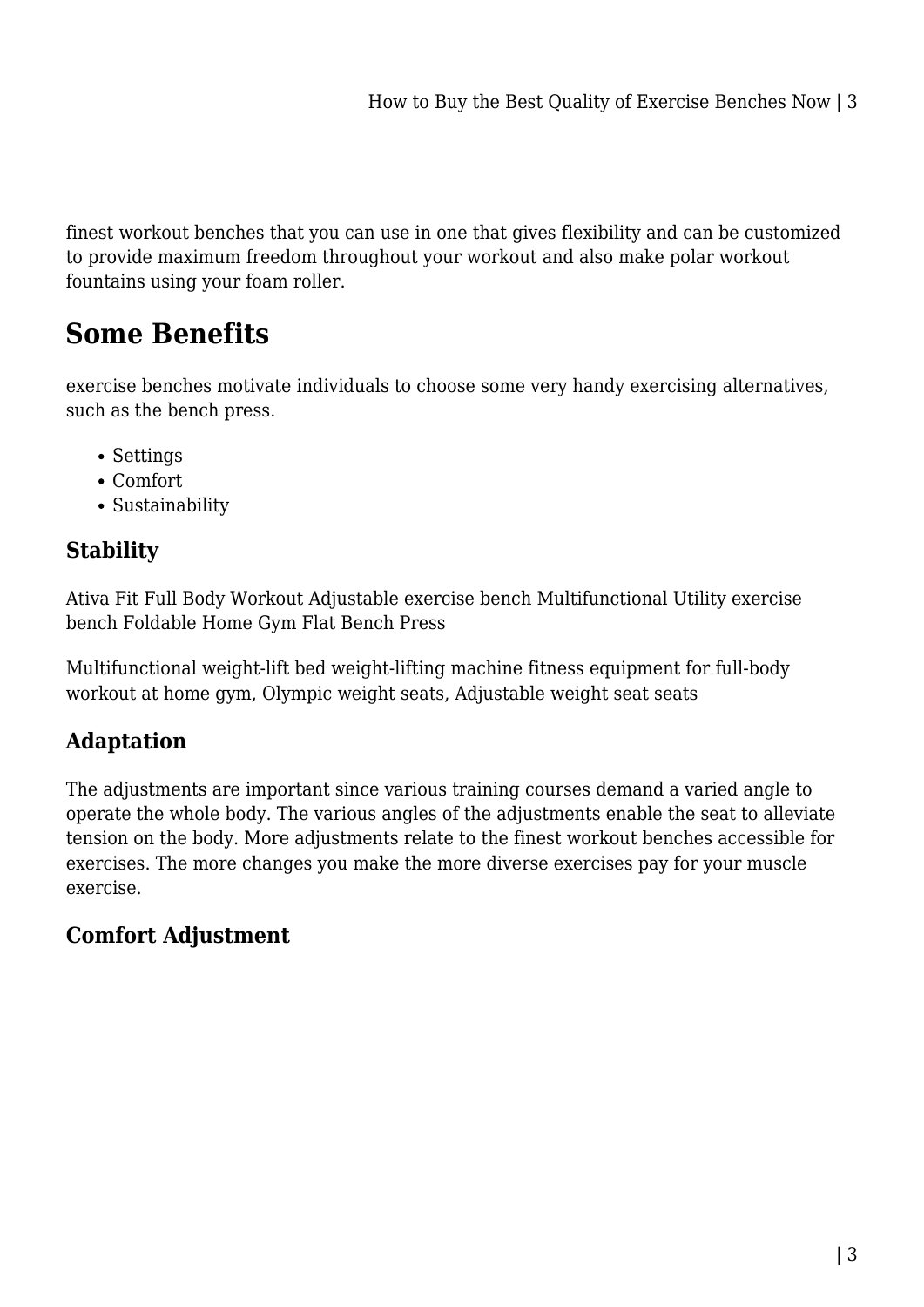finest workout benches that you can use in one that gives flexibility and can be customized to provide maximum freedom throughout your workout and also make polar workout fountains using your foam roller.

## Some Benefits

exercise benches motivate individuals to choose some very handy exercising alternatives, such as the bench press.

- Settings
- Comfort
- Sustainability

### Stability

Ativa Fit Full Body Workout Adjustable exercise bench Multifunctional Utility exercise bench Foldable Home Gym Flat Bench Press

Multifunctional weight-lift bed weight-lifting machine fitness equipment for full-body workout at home gym, Olympic weight seats, Adjustable weight seat seats

### Adaptation

The adjustments are important since various training courses demand a varied angle to operate the whole body. The various angles of the adjustments enable the seat to alleviate tension on the body. More adjustments relate to the finest workout benches accessible for exercises. The more changes you make the more diverse exercises pay for your muscle exercise.

### Comfort Adjustment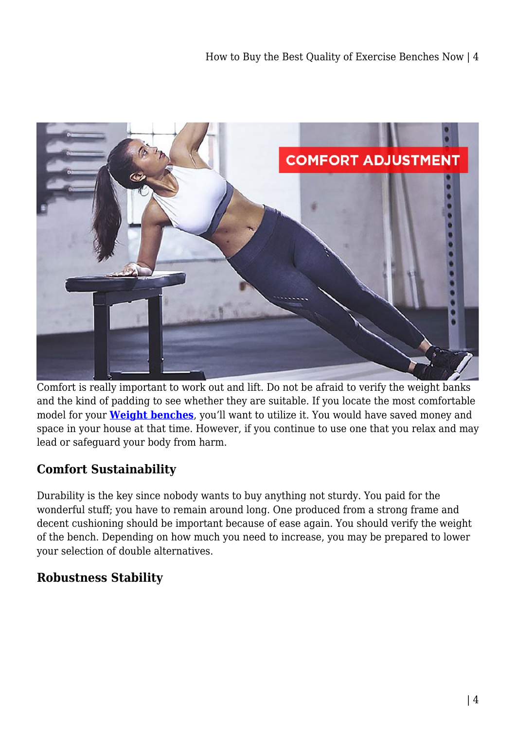Comfort is really important to work out and lift. Do not be afraid to verify the weight banks and the kind of padding to see whether they are suitable. If you locate the most comfortable model for your **Weight benches**, you'll want to utilize it. You would have saved money and space in your house at that time. However, if you continue to use one that you relax and may lead or safeguard your body from harm.

### Comfort Sustainability

Durability is the key since nobody wants to buy anything not sturdy. You paid for the wonderful stuff; you have to remain around long. One produced from a strong frame and decent cushioning should be important because of ease again. You should verify the weight of the bench. Depending on how much you need to increase, you may be prepared to lower your selection of double alternatives.

### Robustness Stability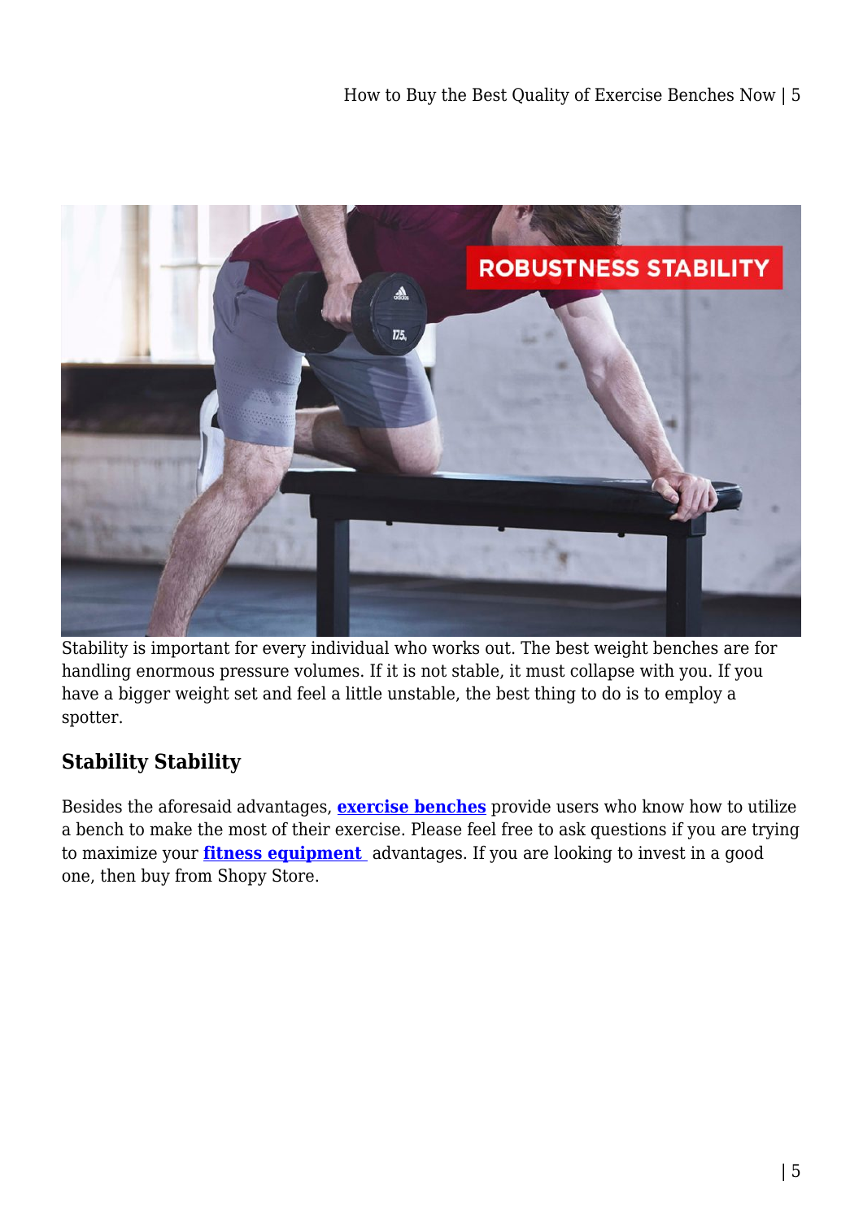Stability is important for every individual who works out. The best weight benches are for handling enormous pressure volumes. If it is not stable, it must collapse with you. If you have a bigger weight set and feel a little unstable, the best thing to do is to employ a spotter.

### Stability Stability

Besides the aforesaid advantages, **exercise benches** provide users who know how to utilize a bench to make the most of their exercise. Please feel free to ask questions if you are trying to maximize your **fitness equipment** advantages. If you are looking to invest in a good one, then buy from Shopy Store.